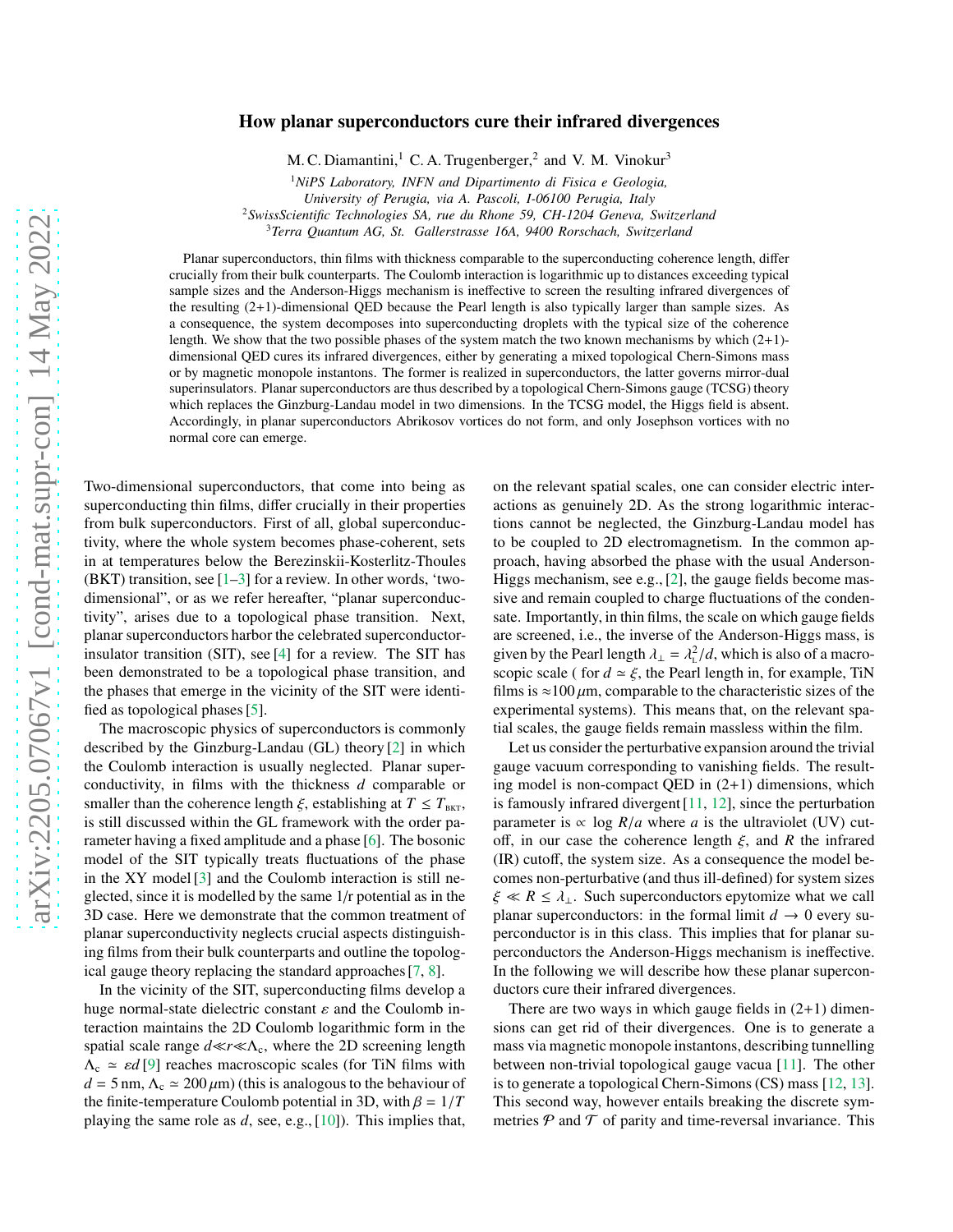# How planar superconductors cure their infrared divergences

M. C. Diamantini,[1] C. A. Trugenberger,[2] and V. M. Vinokur[3]

[1] *NiPS Laboratory, INFN and Dipartimento di Fisica e Geologia, University of Perugia, via A. Pascoli, I-06100 Perugia, Italy*
[2] *SwissScientific Technologies SA, rue du Rhone 59, CH-1204 Geneva, Switzerland*
[3] *Terra Quantum AG, St. Gallerstrasse 16A, 9400 Rorschach, Switzerland*

Planar superconductors, thin films with thickness comparable to the superconducting coherence length, differ crucially from their bulk counterparts. The Coulomb interaction is logarithmic up to distances exceeding typical sample sizes and the Anderson-Higgs mechanism is ineffective to screen the resulting infrared divergences of the resulting (2+1)-dimensional QED because the Pearl length is also typically larger than sample sizes. As a consequence, the system decomposes into superconducting droplets with the typical size of the coherence length. We show that the two possible phases of the system match the two known mechanisms by which (2+1)-dimensional QED cures its infrared divergences, either by generating a mixed topological Chern-Simons mass or by magnetic monopole instantons. The former is realized in superconductors, the latter governs mirror-dual superinsulators. Planar superconductors are thus described by a topological Chern-Simons gauge (TCSG) theory which replaces the Ginzburg-Landau model in two dimensions. In the TCSG model, the Higgs field is absent. Accordingly, in planar superconductors Abrikosov vortices do not form, and only Josephson vortices with no normal core can emerge.

Two-dimensional superconductors, that come into being as superconducting thin films, differ crucially in their properties from bulk superconductors. First of all, global superconductivity, where the whole system becomes phase-coherent, sets in at temperatures below the Berezinskii-Kosterlitz-Thoules (BKT) transition, see [1–3] for a review. In other words, 'two-dimensional", or as we refer hereafter, "planar superconductivity", arises due to a topological phase transition. Next, planar superconductors harbor the celebrated superconductor-insulator transition (SIT), see [4] for a review. The SIT has been demonstrated to be a topological phase transition, and the phases that emerge in the vicinity of the SIT were identified as topological phases [5].

The macroscopic physics of superconductors is commonly described by the Ginzburg-Landau (GL) theory [2] in which the Coulomb interaction is usually neglected. Planar superconductivity, in films with the thickness $d$ comparable or smaller than the coherence length $\xi$, establishing at $T \leq T_{\rm BKT}$, is still discussed within the GL framework with the order parameter having a fixed amplitude and a phase [6]. The bosonic model of the SIT typically treats fluctuations of the phase in the XY model [3] and the Coulomb interaction is still neglected, since it is modelled by the same 1/r potential as in the 3D case. Here we demonstrate that the common treatment of planar superconductivity neglects crucial aspects distinguishing films from their bulk counterparts and outline the topological gauge theory replacing the standard approaches [7, 8].

In the vicinity of the SIT, superconducting films develop a huge normal-state dielectric constant $\varepsilon$ and the Coulomb interaction maintains the 2D Coulomb logarithmic form in the spatial scale range $d \ll r \ll \Lambda_c$, where the 2D screening length $\Lambda_c \simeq \varepsilon d$ [9] reaches macroscopic scales (for TiN films with $d = 5\,$nm, $\Lambda_c \simeq 200\,\mu$m) (this is analogous to the behaviour of the finite-temperature Coulomb potential in 3D, with $\beta = 1/T$ playing the same role as $d$, see, e.g., [10]). This implies that, on the relevant spatial scales, one can consider electric interactions as genuinely 2D. As the strong logarithmic interactions cannot be neglected, the Ginzburg-Landau model has to be coupled to 2D electromagnetism. In the common approach, having absorbed the phase with the usual Anderson-Higgs mechanism, see e.g., [2], the gauge fields become massive and remain coupled to charge fluctuations of the condensate. Importantly, in thin films, the scale on which gauge fields are screened, i.e., the inverse of the Anderson-Higgs mass, is given by the Pearl length $\lambda_\perp = \lambda_L^2/d$, which is also of a macroscopic scale ( for $d \simeq \xi$, the Pearl length in, for example, TiN films is $\approx 100\,\mu$m, comparable to the characteristic sizes of the experimental systems). This means that, on the relevant spatial scales, the gauge fields remain massless within the film.

Let us consider the perturbative expansion around the trivial gauge vacuum corresponding to vanishing fields. The resulting model is non-compact QED in (2+1) dimensions, which is famously infrared divergent [11, 12], since the perturbation parameter is $\propto \log R/a$ where $a$ is the ultraviolet (UV) cutoff, in our case the coherence length $\xi$, and $R$ the infrared (IR) cutoff, the system size. As a consequence the model becomes non-perturbative (and thus ill-defined) for system sizes $\xi \ll R \leq \lambda_\perp$. Such superconductors epytomize what we call planar superconductors: in the formal limit $d \to 0$ every superconductor is in this class. This implies that for planar superconductors the Anderson-Higgs mechanism is ineffective. In the following we will describe how these planar superconductors cure their infrared divergences.

There are two ways in which gauge fields in (2+1) dimensions can get rid of their divergences. One is to generate a mass via magnetic monopole instantons, describing tunnelling between non-trivial topological gauge vacua [11]. The other is to generate a topological Chern-Simons (CS) mass [12, 13]. This second way, however entails breaking the discrete symmetries $\mathcal{P}$ and $\mathcal{T}$ of parity and time-reversal invariance. This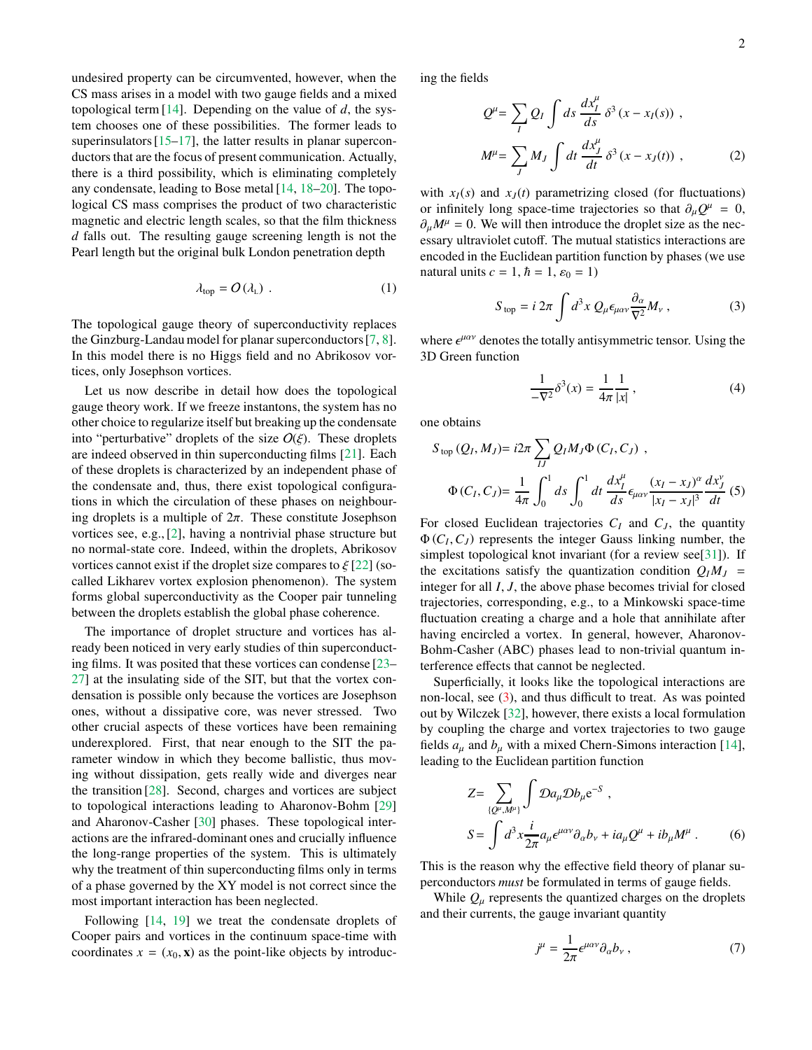undesired property can be circumvented, however, when the CS mass arises in a model with two gauge fields and a mixed topological term [14]. Depending on the value of $d$, the system chooses one of these possibilities. The former leads to superinsulators [15–17], the latter results in planar superconductors that are the focus of present communication. Actually, there is a third possibility, which is eliminating completely any condensate, leading to Bose metal [14, 18–20]. The topological CS mass comprises the product of two characteristic magnetic and electric length scales, so that the film thickness $d$ falls out. The resulting gauge screening length is not the Pearl length but the original bulk London penetration depth

$$\lambda_{\rm top} = O\left(\lambda_{\rm L}\right) \,. \tag{1}$$

The topological gauge theory of superconductivity replaces the Ginzburg-Landau model for planar superconductors [7, 8]. In this model there is no Higgs field and no Abrikosov vortices, only Josephson vortices.

Let us now describe in detail how does the topological gauge theory work. If we freeze instantons, the system has no other choice to regularize itself but breaking up the condensate into "perturbative" droplets of the size $O(\xi)$. These droplets are indeed observed in thin superconducting films [21]. Each of these droplets is characterized by an independent phase of the condensate and, thus, there exist topological configurations in which the circulation of these phases on neighbouring droplets is a multiple of $2\pi$. These constitute Josephson vortices see, e.g., [2], having a nontrivial phase structure but no normal-state core. Indeed, within the droplets, Abrikosov vortices cannot exist if the droplet size compares to $\xi$ [22] (so-called Likharev vortex explosion phenomenon). The system forms global superconductivity as the Cooper pair tunneling between the droplets establish the global phase coherence.

The importance of droplet structure and vortices has already been noticed in very early studies of thin superconducting films. It was posited that these vortices can condense [23–27] at the insulating side of the SIT, but that the vortex condensation is possible only because the vortices are Josephson ones, without a dissipative core, was never stressed. Two other crucial aspects of these vortices have been remaining underexplored. First, that near enough to the SIT the parameter window in which they become ballistic, thus moving without dissipation, gets really wide and diverges near the transition [28]. Second, charges and vortices are subject to topological interactions leading to Aharonov-Bohm [29] and Aharonov-Casher [30] phases. These topological interactions are the infrared-dominant ones and crucially influence the long-range properties of the system. This is ultimately why the treatment of thin superconducting films only in terms of a phase governed by the XY model is not correct since the most important interaction has been neglected.

Following [14, 19] we treat the condensate droplets of Cooper pairs and vortices in the continuum space-time with coordinates $x = (x_0, \mathbf{x})$ as the point-like objects by introducing the fields

$$
\begin{aligned}
Q^{\mu} &= \sum_{I} Q_{I} \int ds \, \frac{dx_{I}^{\mu}}{ds} \, \delta^{3}\left(x - x_{I}(s)\right) \,, \\
M^{\mu} &= \sum_{J} M_{J} \int dt \, \frac{dx_{J}^{\mu}}{dt} \, \delta^{3}\left(x - x_{J}(t)\right) \,,
\end{aligned} \tag{2}
$$

with $x_I(s)$ and $x_J(t)$ parametrizing closed (for fluctuations) or infinitely long space-time trajectories so that $\partial_\mu Q^\mu = 0$, $\partial_\mu M^\mu = 0$. We will then introduce the droplet size as the necessary ultraviolet cutoff. The mutual statistics interactions are encoded in the Euclidean partition function by phases (we use natural units $c = 1, \hbar = 1, \varepsilon_0 = 1$)

$$S_{\rm top} = i\, 2\pi \int d^3x \, Q_{\mu} \epsilon_{\mu\alpha\nu} \frac{\partial_{\alpha}}{\nabla^2} M_{\nu} \,, \tag{3}$$

where $\epsilon^{\mu\alpha\nu}$ denotes the totally antisymmetric tensor. Using the 3D Green function

$$\frac{1}{-\nabla^2} \delta^3(x) = \frac{1}{4\pi} \frac{1}{|x|} \,, \tag{4}$$

one obtains

$$
\begin{aligned}
S_{\rm top}\left(Q_I, M_J\right) &= i 2\pi \sum_{IJ} Q_I M_J \Phi\left(C_I, C_J\right) \,, \\
\Phi\left(C_I, C_J\right) &= \frac{1}{4\pi} \int_0^1 ds \int_0^1 dt \, \frac{dx_I^{\mu}}{ds} \epsilon_{\mu\alpha\nu} \frac{\left(x_I - x_J\right)^{\alpha}}{|x_I - x_J|^3} \frac{dx_J^{\nu}}{dt}
\end{aligned} \tag{5}
$$

For closed Euclidean trajectories $C_I$ and $C_J$, the quantity $\Phi\left(C_I, C_J\right)$ represents the integer Gauss linking number, the simplest topological knot invariant (for a review see[31]). If the excitations satisfy the quantization condition $Q_I M_J$ = integer for all $I, J$, the above phase becomes trivial for closed trajectories, corresponding, e.g., to a Minkowski space-time fluctuation creating a charge and a hole that annihilate after having encircled a vortex. In general, however, Aharonov-Bohm-Casher (ABC) phases lead to non-trivial quantum interference effects that cannot be neglected.

Superficially, it looks like the topological interactions are non-local, see (3), and thus difficult to treat. As was pointed out by Wilczek [32], however, there exists a local formulation by coupling the charge and vortex trajectories to two gauge fields $a_\mu$ and $b_\mu$ with a mixed Chern-Simons interaction [14], leading to the Euclidean partition function

$$
\begin{aligned}
Z &= \sum_{\{Q^{\mu}, M^{\mu}\}} \int \mathcal{D}a_{\mu} \mathcal{D}b_{\mu} \mathrm{e}^{-S} \,, \\
S &= \int d^3x \frac{i}{2\pi} a_{\mu} \epsilon^{\mu\alpha\nu} \partial_{\alpha} b_{\nu} + i a_{\mu} Q^{\mu} + i b_{\mu} M^{\mu} \,.
\end{aligned} \tag{6}
$$

This is the reason why the effective field theory of planar superconductors *must* be formulated in terms of gauge fields.

While $Q_\mu$ represents the quantized charges on the droplets and their currents, the gauge invariant quantity

$$j^{\mu} = \frac{1}{2\pi} \epsilon^{\mu\alpha\nu} \partial_{\alpha} b_{\nu} \,, \tag{7}$$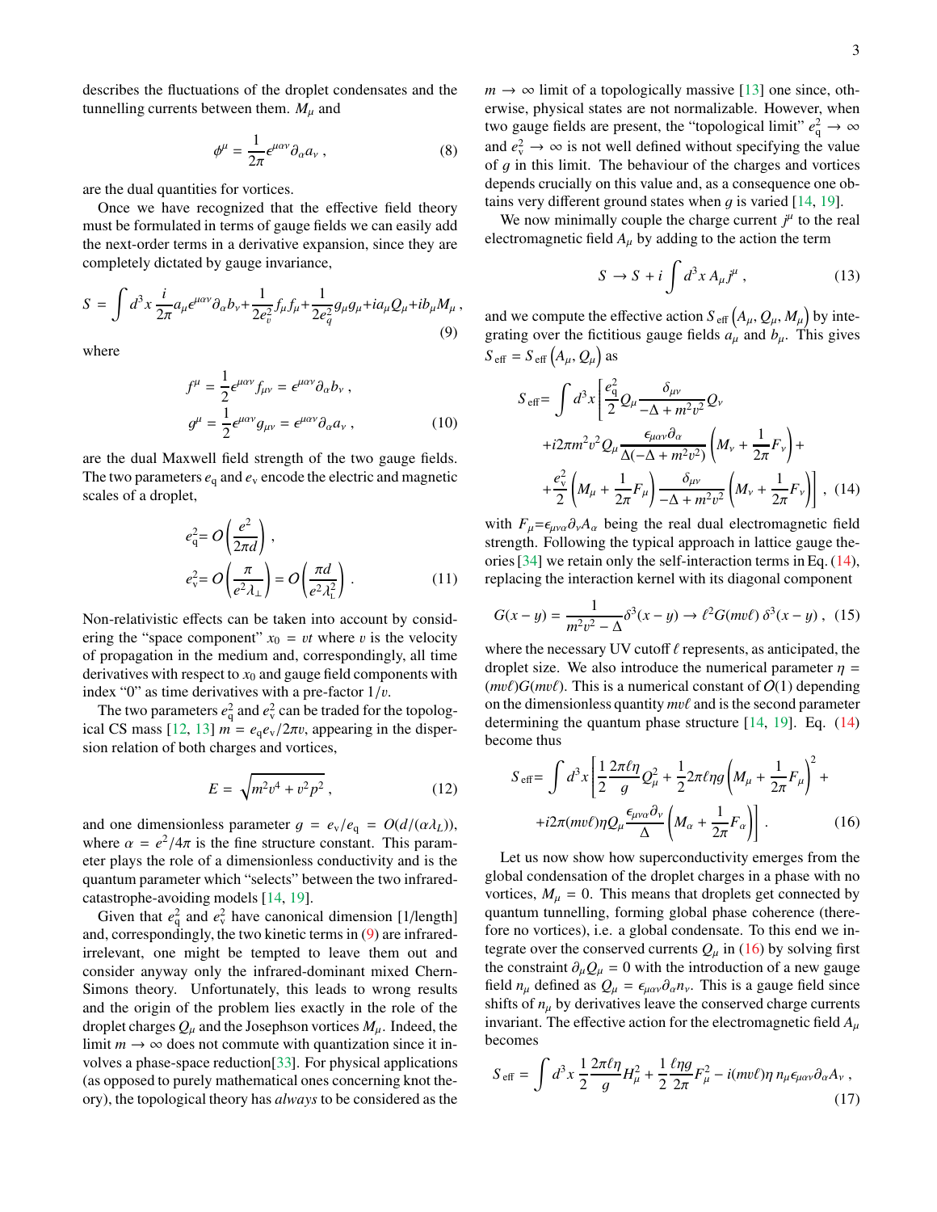describes the fluctuations of the droplet condensates and the tunnelling currents between them. $M_\mu$ and

$$\phi^\mu = \frac{1}{2\pi}\epsilon^{\mu\alpha\nu}\partial_\alpha a_\nu \,, \tag{8}$$

are the dual quantities for vortices.

Once we have recognized that the effective field theory must be formulated in terms of gauge fields we can easily add the next-order terms in a derivative expansion, since they are completely dictated by gauge invariance,

$$S = \int d^3x \,\frac{i}{2\pi} a_\mu \epsilon^{\mu\alpha\nu}\partial_\alpha b_\nu + \frac{1}{2e_v^2} f_\mu f_\mu + \frac{1}{2e_q^2} g_\mu g_\mu + i a_\mu Q_\mu + i b_\mu M_\mu \,, \tag{9}$$

where

$$\begin{aligned} f^\mu &= \frac{1}{2}\epsilon^{\mu\alpha\nu} f_{\mu\nu} = \epsilon^{\mu\alpha\nu}\partial_\alpha b_\nu \,, \\ g^\mu &= \frac{1}{2}\epsilon^{\mu\alpha\nu} g_{\mu\nu} = \epsilon^{\mu\alpha\nu}\partial_\alpha a_\nu \,, \end{aligned} \tag{10}$$

are the dual Maxwell field strength of the two gauge fields. The two parameters $e_q$ and $e_v$ encode the electric and magnetic scales of a droplet,

$$\begin{aligned} e_q^2 &= O\left(\frac{e^2}{2\pi d}\right) \,, \\ e_v^2 &= O\left(\frac{\pi}{e^2 \lambda_\perp}\right) = O\left(\frac{\pi d}{e^2 \lambda_L^2}\right) \,. \end{aligned} \tag{11}$$

Non-relativistic effects can be taken into account by considering the "space component" $x_0 = vt$ where $v$ is the velocity of propagation in the medium and, correspondingly, all time derivatives with respect to $x_0$ and gauge field components with index "0" as time derivatives with a pre-factor $1/v$.

The two parameters $e_q^2$ and $e_v^2$ can be traded for the topological CS mass [12, 13] $m = e_q e_v / 2\pi v$, appearing in the dispersion relation of both charges and vortices,

$$E = \sqrt{m^2 v^4 + v^2 p^2} \,, \tag{12}$$

and one dimensionless parameter $g = e_v/e_q = O(d/(\alpha\lambda_L))$, where $\alpha = e^2/4\pi$ is the fine structure constant. This parameter plays the role of a dimensionless conductivity and is the quantum parameter which "selects" between the two infrared-catastrophe-avoiding models [14, 19].

Given that $e_q^2$ and $e_v^2$ have canonical dimension [1/length] and, correspondingly, the two kinetic terms in (9) are infrared-irrelevant, one might be tempted to leave them out and consider anyway only the infrared-dominant mixed Chern-Simons theory. Unfortunately, this leads to wrong results and the origin of the problem lies exactly in the role of the droplet charges $Q_\mu$ and the Josephson vortices $M_\mu$. Indeed, the limit $m \to \infty$ does not commute with quantization since it involves a phase-space reduction[33]. For physical applications (as opposed to purely mathematical ones concerning knot theory), the topological theory has *always* to be considered as the $m \to \infty$ limit of a topologically massive [13] one since, otherwise, physical states are not normalizable. However, when two gauge fields are present, the "topological limit" $e_q^2 \to \infty$ and $e_v^2 \to \infty$ is not well defined without specifying the value of $g$ in this limit. The behaviour of the charges and vortices depends crucially on this value and, as a consequence one obtains very different ground states when $g$ is varied [14, 19].

We now minimally couple the charge current $j^\mu$ to the real electromagnetic field $A_\mu$ by adding to the action the term

$$S \to S + i\int d^3x \, A_\mu j^\mu \,, \tag{13}$$

and we compute the effective action $S_{\rm eff}\left(A_\mu, Q_\mu, M_\mu\right)$ by integrating over the fictitious gauge fields $a_\mu$ and $b_\mu$. This gives $S_{\rm eff} = S_{\rm eff}\left(A_\mu, Q_\mu\right)$ as

$$\begin{aligned} S_{\rm eff} = \int d^3x \Bigg[ &\frac{e_q^2}{2} Q_\mu \frac{\delta_{\mu\nu}}{-\Delta + m^2 v^2} Q_\nu \\ &+ i2\pi m^2 v^2 Q_\mu \frac{\epsilon_{\mu\alpha\nu}\partial_\alpha}{\Delta(-\Delta + m^2 v^2)} \left(M_\nu + \frac{1}{2\pi}F_\nu\right) + \\ &+ \frac{e_v^2}{2}\left(M_\mu + \frac{1}{2\pi}F_\mu\right)\frac{\delta_{\mu\nu}}{-\Delta + m^2 v^2}\left(M_\nu + \frac{1}{2\pi}F_\nu\right)\Bigg] \,, \end{aligned} \tag{14}$$

with $F_\mu = \epsilon_{\mu\nu\alpha}\partial_\nu A_\alpha$ being the real dual electromagnetic field strength. Following the typical approach in lattice gauge theories [34] we retain only the self-interaction terms in Eq. (14), replacing the interaction kernel with its diagonal component

$$G(x-y) = \frac{1}{m^2 v^2 - \Delta}\delta^3(x-y) \to \ell^2 G(mv\ell)\,\delta^3(x-y) \,, \tag{15}$$

where the necessary UV cutoff $\ell$ represents, as anticipated, the droplet size. We also introduce the numerical parameter $\eta = (mv\ell)G(mv\ell)$. This is a numerical constant of $O(1)$ depending on the dimensionless quantity $mv\ell$ and is the second parameter determining the quantum phase structure [14, 19]. Eq. (14) become thus

$$\begin{aligned} S_{\rm eff} = \int d^3x \Bigg[ &\frac{1}{2}\frac{2\pi\ell\eta}{g} Q_\mu^2 + \frac{1}{2} 2\pi\ell\eta g \left(M_\mu + \frac{1}{2\pi}F_\mu\right)^2 + \\ &+ i2\pi(mv\ell)\eta Q_\mu \frac{\epsilon_{\mu\nu\alpha}\partial_\nu}{\Delta}\left(M_\alpha + \frac{1}{2\pi}F_\alpha\right)\Bigg] \,. \end{aligned} \tag{16}$$

Let us now show how superconductivity emerges from the global condensation of the droplet charges in a phase with no vortices, $M_\mu = 0$. This means that droplets get connected by quantum tunnelling, forming global phase coherence (therefore no vortices), i.e. a global condensate. To this end we integrate over the conserved currents $Q_\mu$ in (16) by solving first the constraint $\partial_\mu Q_\mu = 0$ with the introduction of a new gauge field $n_\mu$ defined as $Q_\mu = \epsilon_{\mu\alpha\nu}\partial_\alpha n_\nu$. This is a gauge field since shifts of $n_\mu$ by derivatives leave the conserved charge currents invariant. The effective action for the electromagnetic field $A_\mu$ becomes

$$S_{\rm eff} = \int d^3x \,\frac{1}{2}\frac{2\pi\ell\eta}{g} H_\mu^2 + \frac{1}{2}\frac{\ell\eta g}{2\pi} F_\mu^2 - i(mv\ell)\eta \, n_\mu \epsilon_{\mu\alpha\nu}\partial_\alpha A_\nu \,, \tag{17}$$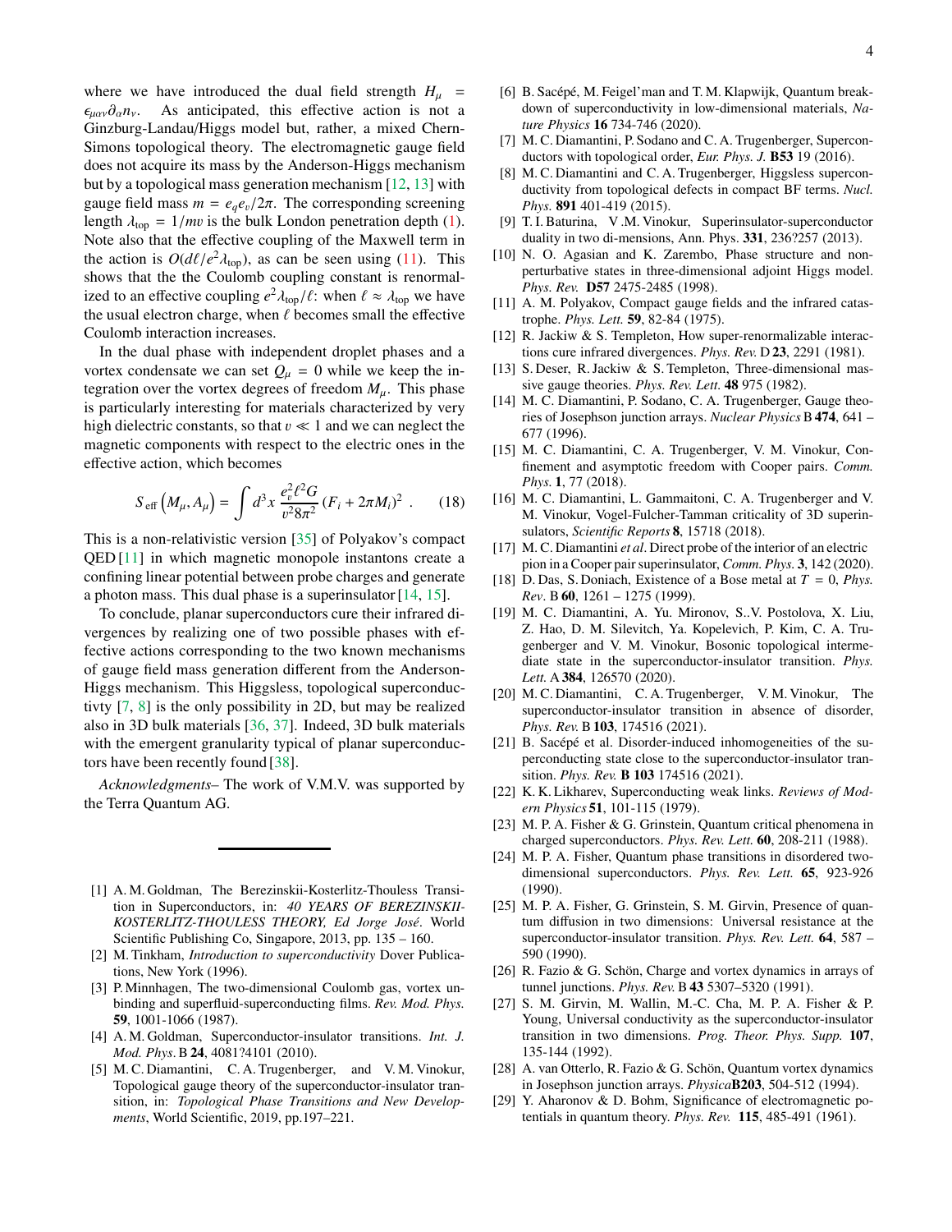where we have introduced the dual field strength $H_\mu = \epsilon_{\mu\alpha\nu}\partial_\alpha n_\nu$. As anticipated, this effective action is not a Ginzburg-Landau/Higgs model but, rather, a mixed Chern-Simons topological theory. The electromagnetic gauge field does not acquire its mass by the Anderson-Higgs mechanism but by a topological mass generation mechanism [12, 13] with gauge field mass $m = e_q e_v / 2\pi$. The corresponding screening length $\lambda_{\rm top} = 1/mv$ is the bulk London penetration depth (1). Note also that the effective coupling of the Maxwell term in the action is $O(d\ell/e^2\lambda_{\rm top})$, as can be seen using (11). This shows that the the Coulomb coupling constant is renormalized to an effective coupling $e^2\lambda_{\rm top}/\ell$: when $\ell \approx \lambda_{\rm top}$ we have the usual electron charge, when $\ell$ becomes small the effective Coulomb interaction increases.

In the dual phase with independent droplet phases and a vortex condensate we can set $Q_\mu = 0$ while we keep the integration over the vortex degrees of freedom $M_\mu$. This phase is particularly interesting for materials characterized by very high dielectric constants, so that $v \ll 1$ and we can neglect the magnetic components with respect to the electric ones in the effective action, which becomes

$$S_{\rm eff}\left(M_\mu, A_\mu\right) = \int d^3x \, \frac{e_v^2 \ell^2 G}{v^2 8\pi^2} \left(F_i + 2\pi M_i\right)^2 \, . \qquad (18)$$

This is a non-relativistic version [35] of Polyakov's compact QED [11] in which magnetic monopole instantons create a confining linear potential between probe charges and generate a photon mass. This dual phase is a superinsulator [14, 15].

To conclude, planar superconductors cure their infrared divergences by realizing one of two possible phases with effective actions corresponding to the two known mechanisms of gauge field mass generation different from the Anderson-Higgs mechanism. This Higgsless, topological superconductivty [7, 8] is the only possibility in 2D, but may be realized also in 3D bulk materials [36, 37]. Indeed, 3D bulk materials with the emergent granularity typical of planar superconductors have been recently found [38].

*Acknowledgments*– The work of V.M.V. was supported by the Terra Quantum AG.

---

[1] A. M. Goldman, The Berezinskii-Kosterlitz-Thouless Transition in Superconductors, in: *40 YEARS OF BEREZINSKII-KOSTERLITZ-THOULESS THEORY, Ed Jorge José*. World Scientific Publishing Co, Singapore, 2013, pp. 135 – 160.

[2] M. Tinkham, *Introduction to superconductivity* Dover Publications, New York (1996).

[3] P. Minnhagen, The two-dimensional Coulomb gas, vortex unbinding and superfluid-superconducting films. *Rev. Mod. Phys.* **59**, 1001-1066 (1987).

[4] A. M. Goldman, Superconductor-insulator transitions. *Int. J. Mod. Phys.* B **24**, 4081?4101 (2010).

[5] M. C. Diamantini, C. A. Trugenberger, and V. M. Vinokur, Topological gauge theory of the superconductor-insulator transition, in: *Topological Phase Transitions and New Developments*, World Scientific, 2019, pp.197–221.

[6] B. Sacépé, M. Feigel'man and T. M. Klapwijk, Quantum breakdown of superconductivity in low-dimensional materials, *Nature Physics* **16** 734-746 (2020).

[7] M. C. Diamantini, P. Sodano and C. A. Trugenberger, Superconductors with topological order, *Eur. Phys. J.* **B53** 19 (2016).

[8] M. C. Diamantini and C. A. Trugenberger, Higgsless superconductivity from topological defects in compact BF terms. *Nucl. Phys.* **891** 401-419 (2015).

[9] T. I. Baturina, V .M. Vinokur, Superinsulator-superconductor duality in two di-mensions, Ann. Phys. **331**, 236?257 (2013).

[10] N. O. Agasian and K. Zarembo, Phase structure and nonperturbative states in three-dimensional adjoint Higgs model. *Phys. Rev.* **D57** 2475-2485 (1998).

[11] A. M. Polyakov, Compact gauge fields and the infrared catastrophe. *Phys. Lett.* **59**, 82-84 (1975).

[12] R. Jackiw & S. Templeton, How super-renormalizable interactions cure infrared divergences. *Phys. Rev.* D **23**, 2291 (1981).

[13] S. Deser, R. Jackiw & S. Templeton, Three-dimensional massive gauge theories. *Phys. Rev. Lett.* **48** 975 (1982).

[14] M. C. Diamantini, P. Sodano, C. A. Trugenberger, Gauge theories of Josephson junction arrays. *Nuclear Physics* B **474**, 641 – 677 (1996).

[15] M. C. Diamantini, C. A. Trugenberger, V. M. Vinokur, Confinement and asymptotic freedom with Cooper pairs. *Comm. Phys.* **1**, 77 (2018).

[16] M. C. Diamantini, L. Gammaitoni, C. A. Trugenberger and V. M. Vinokur, Vogel-Fulcher-Tamman criticality of 3D superinsulators, *Scientific Reports* **8**, 15718 (2018).

[17] M. C. Diamantini *et al*. Direct probe of the interior of an electric pion in a Cooper pair superinsulator, *Comm. Phys.* **3**, 142 (2020).

[18] D. Das, S. Doniach, Existence of a Bose metal at $T = 0$, *Phys. Rev*. B **60**, 1261 – 1275 (1999).

[19] M. C. Diamantini, A. Yu. Mironov, S..V. Postolova, X. Liu, Z. Hao, D. M. Silevitch, Ya. Kopelevich, P. Kim, C. A. Trugenberger and V. M. Vinokur, Bosonic topological intermediate state in the superconductor-insulator transition. *Phys. Lett.* A **384**, 126570 (2020).

[20] M. C. Diamantini, C. A. Trugenberger, V. M. Vinokur, The superconductor-insulator transition in absence of disorder, *Phys. Rev.* B **103**, 174516 (2021).

[21] B. Sacépé et al. Disorder-induced inhomogeneities of the superconducting state close to the superconductor-insulator transition. *Phys. Rev.* **B 103** 174516 (2021).

[22] K. K. Likharev, Superconducting weak links. *Reviews of Modern Physics* **51**, 101-115 (1979).

[23] M. P. A. Fisher & G. Grinstein, Quantum critical phenomena in charged superconductors. *Phys. Rev. Lett.* **60**, 208-211 (1988).

[24] M. P. A. Fisher, Quantum phase transitions in disordered two-dimensional superconductors. *Phys. Rev. Lett.* **65**, 923-926 (1990).

[25] M. P. A. Fisher, G. Grinstein, S. M. Girvin, Presence of quantum diffusion in two dimensions: Universal resistance at the superconductor-insulator transition. *Phys. Rev. Lett.* **64**, 587 – 590 (1990).

[26] R. Fazio & G. Schön, Charge and vortex dynamics in arrays of tunnel junctions. *Phys. Rev.* B **43** 5307–5320 (1991).

[27] S. M. Girvin, M. Wallin, M.-C. Cha, M. P. A. Fisher & P. Young, Universal conductivity as the superconductor-insulator transition in two dimensions. *Prog. Theor. Phys. Supp.* **107**, 135-144 (1992).

[28] A. van Otterlo, R. Fazio & G. Schön, Quantum vortex dynamics in Josephson junction arrays. *Physica* **B203**, 504-512 (1994).

[29] Y. Aharonov & D. Bohm, Significance of electromagnetic potentials in quantum theory. *Phys. Rev.* **115**, 485-491 (1961).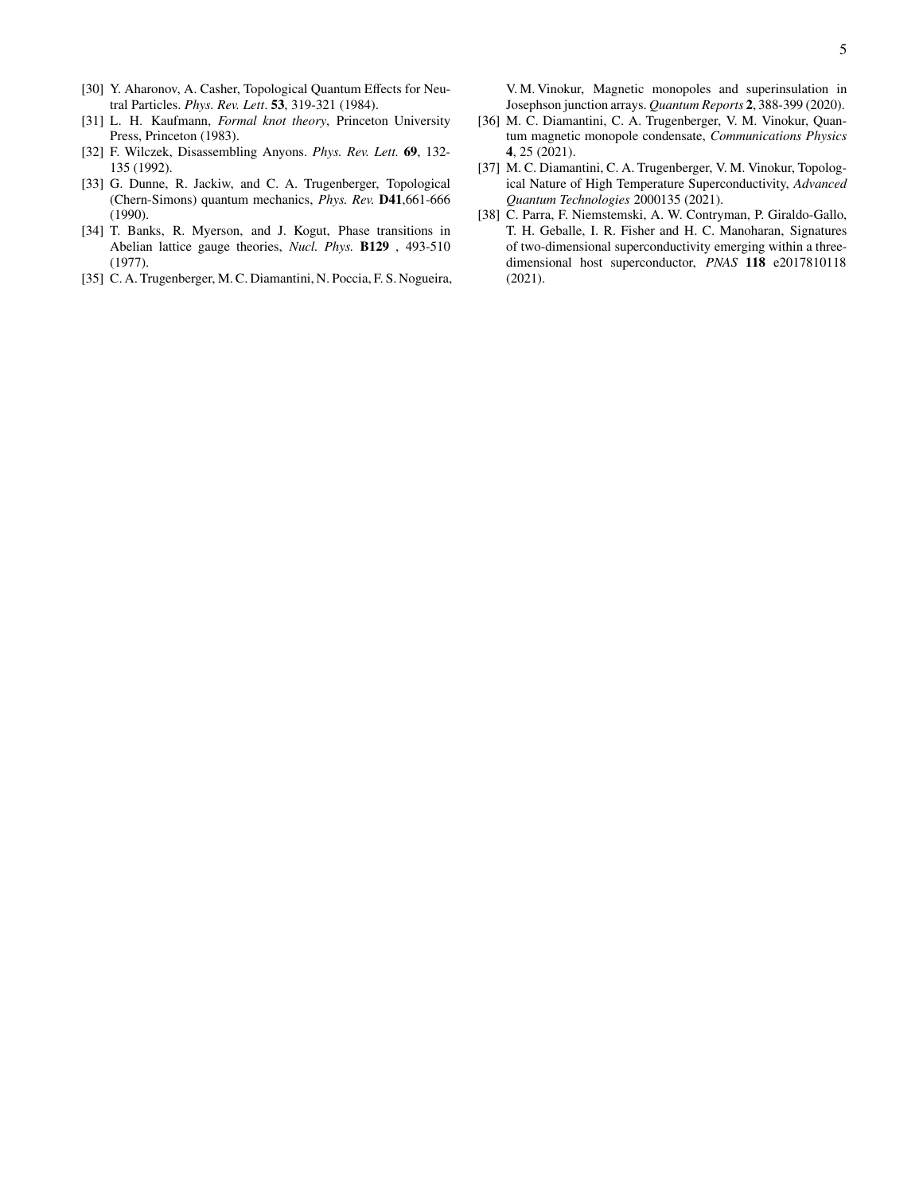[30] Y. Aharonov, A. Casher, Topological Quantum Effects for Neutral Particles. *Phys. Rev. Lett*. **53**, 319-321 (1984).

[31] L. H. Kaufmann, *Formal knot theory*, Princeton University Press, Princeton (1983).

[32] F. Wilczek, Disassembling Anyons. *Phys. Rev. Lett.* **69**, 132-135 (1992).

[33] G. Dunne, R. Jackiw, and C. A. Trugenberger, Topological (Chern-Simons) quantum mechanics, *Phys. Rev.* **D41**,661-666 (1990).

[34] T. Banks, R. Myerson, and J. Kogut, Phase transitions in Abelian lattice gauge theories, *Nucl. Phys.* **B129** , 493-510 (1977).

[35] C. A. Trugenberger, M. C. Diamantini, N. Poccia, F. S. Nogueira, V. M. Vinokur, Magnetic monopoles and superinsulation in Josephson junction arrays. *Quantum Reports* **2**, 388-399 (2020).

[36] M. C. Diamantini, C. A. Trugenberger, V. M. Vinokur, Quantum magnetic monopole condensate, *Communications Physics* **4**, 25 (2021).

[37] M. C. Diamantini, C. A. Trugenberger, V. M. Vinokur, Topological Nature of High Temperature Superconductivity, *Advanced Quantum Technologies* 2000135 (2021).

[38] C. Parra, F. Niemstemski, A. W. Contryman, P. Giraldo-Gallo, T. H. Geballe, I. R. Fisher and H. C. Manoharan, Signatures of two-dimensional superconductivity emerging within a three-dimensional host superconductor, *PNAS* **118** e2017810118 (2021).